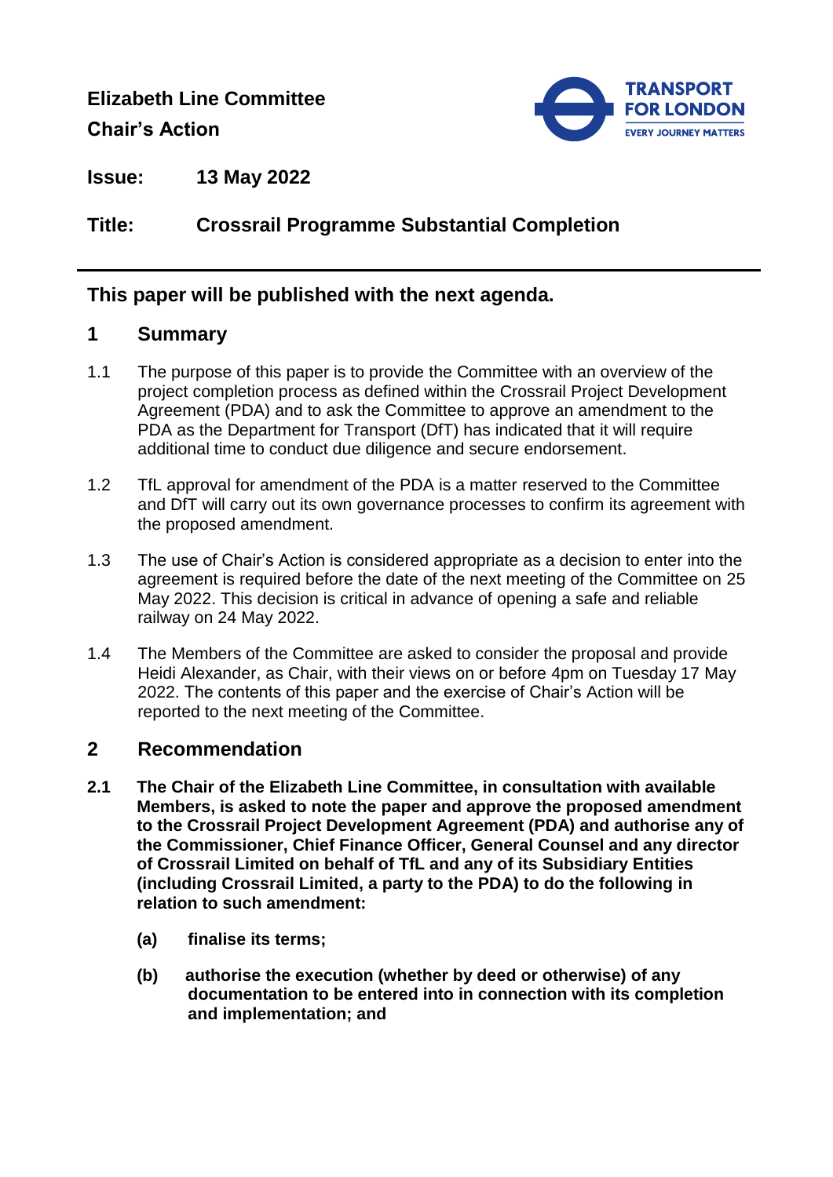**Elizabeth Line Committee**
**Chair's Action**

**Issue:** **13 May 2022**

**Title:** **Crossrail Programme Substantial Completion**

## This paper will be published with the next agenda.

## 1 Summary

1.1 The purpose of this paper is to provide the Committee with an overview of the project completion process as defined within the Crossrail Project Development Agreement (PDA) and to ask the Committee to approve an amendment to the PDA as the Department for Transport (DfT) has indicated that it will require additional time to conduct due diligence and secure endorsement.

1.2 TfL approval for amendment of the PDA is a matter reserved to the Committee and DfT will carry out its own governance processes to confirm its agreement with the proposed amendment.

1.3 The use of Chair's Action is considered appropriate as a decision to enter into the agreement is required before the date of the next meeting of the Committee on 25 May 2022. This decision is critical in advance of opening a safe and reliable railway on 24 May 2022.

1.4 The Members of the Committee are asked to consider the proposal and provide Heidi Alexander, as Chair, with their views on or before 4pm on Tuesday 17 May 2022. The contents of this paper and the exercise of Chair's Action will be reported to the next meeting of the Committee.

## 2 Recommendation

**2.1 The Chair of the Elizabeth Line Committee, in consultation with available Members, is asked to note the paper and approve the proposed amendment to the Crossrail Project Development Agreement (PDA) and authorise any of the Commissioner, Chief Finance Officer, General Counsel and any director of Crossrail Limited on behalf of TfL and any of its Subsidiary Entities (including Crossrail Limited, a party to the PDA) to do the following in relation to such amendment:**

**(a) finalise its terms;**

**(b) authorise the execution (whether by deed or otherwise) of any documentation to be entered into in connection with its completion and implementation; and**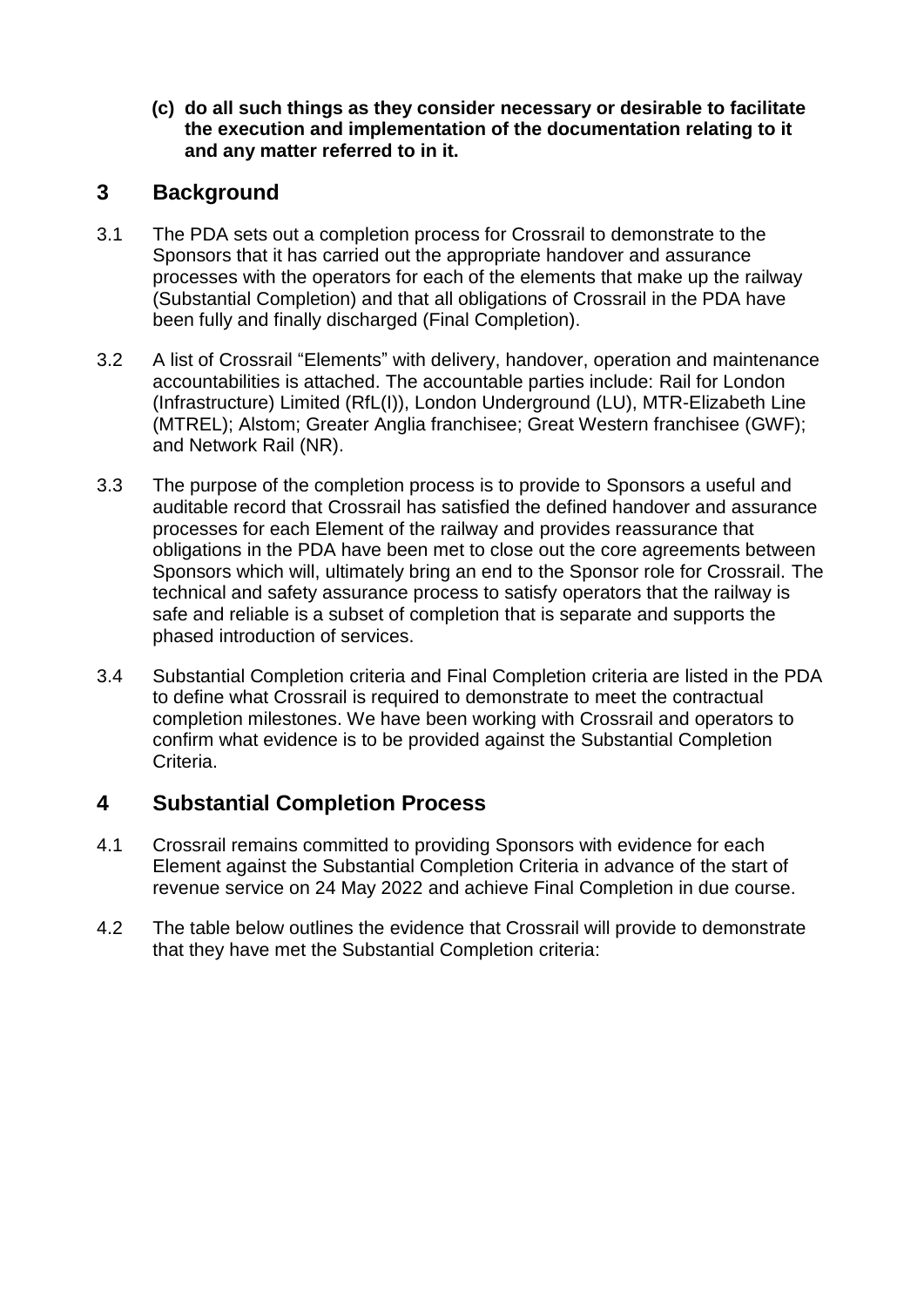**(c) do all such things as they consider necessary or desirable to facilitate the execution and implementation of the documentation relating to it and any matter referred to in it.**

## 3 Background

3.1 The PDA sets out a completion process for Crossrail to demonstrate to the Sponsors that it has carried out the appropriate handover and assurance processes with the operators for each of the elements that make up the railway (Substantial Completion) and that all obligations of Crossrail in the PDA have been fully and finally discharged (Final Completion).

3.2 A list of Crossrail "Elements" with delivery, handover, operation and maintenance accountabilities is attached. The accountable parties include: Rail for London (Infrastructure) Limited (RfL(I)), London Underground (LU), MTR-Elizabeth Line (MTREL); Alstom; Greater Anglia franchisee; Great Western franchisee (GWF); and Network Rail (NR).

3.3 The purpose of the completion process is to provide to Sponsors a useful and auditable record that Crossrail has satisfied the defined handover and assurance processes for each Element of the railway and provides reassurance that obligations in the PDA have been met to close out the core agreements between Sponsors which will, ultimately bring an end to the Sponsor role for Crossrail. The technical and safety assurance process to satisfy operators that the railway is safe and reliable is a subset of completion that is separate and supports the phased introduction of services.

3.4 Substantial Completion criteria and Final Completion criteria are listed in the PDA to define what Crossrail is required to demonstrate to meet the contractual completion milestones. We have been working with Crossrail and operators to confirm what evidence is to be provided against the Substantial Completion Criteria.

## 4 Substantial Completion Process

4.1 Crossrail remains committed to providing Sponsors with evidence for each Element against the Substantial Completion Criteria in advance of the start of revenue service on 24 May 2022 and achieve Final Completion in due course.

4.2 The table below outlines the evidence that Crossrail will provide to demonstrate that they have met the Substantial Completion criteria: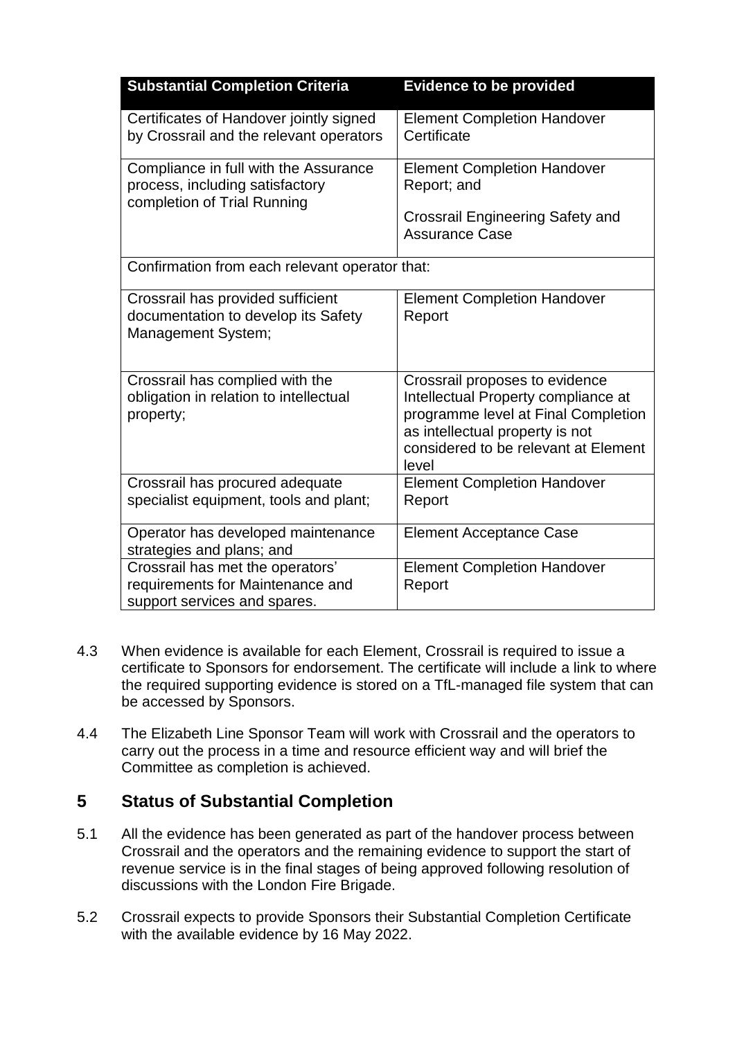| Substantial Completion Criteria | Evidence to be provided |
|---|---|
| Certificates of Handover jointly signed by Crossrail and the relevant operators | Element Completion Handover Certificate |
| Compliance in full with the Assurance process, including satisfactory completion of Trial Running | Element Completion Handover Report; and<br><br>Crossrail Engineering Safety and Assurance Case |
| Confirmation from each relevant operator that: | |
| Crossrail has provided sufficient documentation to develop its Safety Management System; | Element Completion Handover Report |
| Crossrail has complied with the obligation in relation to intellectual property; | Crossrail proposes to evidence Intellectual Property compliance at programme level at Final Completion as intellectual property is not considered to be relevant at Element level |
| Crossrail has procured adequate specialist equipment, tools and plant; | Element Completion Handover Report |
| Operator has developed maintenance strategies and plans; and | Element Acceptance Case |
| Crossrail has met the operators' requirements for Maintenance and support services and spares. | Element Completion Handover Report |

4.3 When evidence is available for each Element, Crossrail is required to issue a certificate to Sponsors for endorsement. The certificate will include a link to where the required supporting evidence is stored on a TfL-managed file system that can be accessed by Sponsors.

4.4 The Elizabeth Line Sponsor Team will work with Crossrail and the operators to carry out the process in a time and resource efficient way and will brief the Committee as completion is achieved.

## 5 Status of Substantial Completion

5.1 All the evidence has been generated as part of the handover process between Crossrail and the operators and the remaining evidence to support the start of revenue service is in the final stages of being approved following resolution of discussions with the London Fire Brigade.

5.2 Crossrail expects to provide Sponsors their Substantial Completion Certificate with the available evidence by 16 May 2022.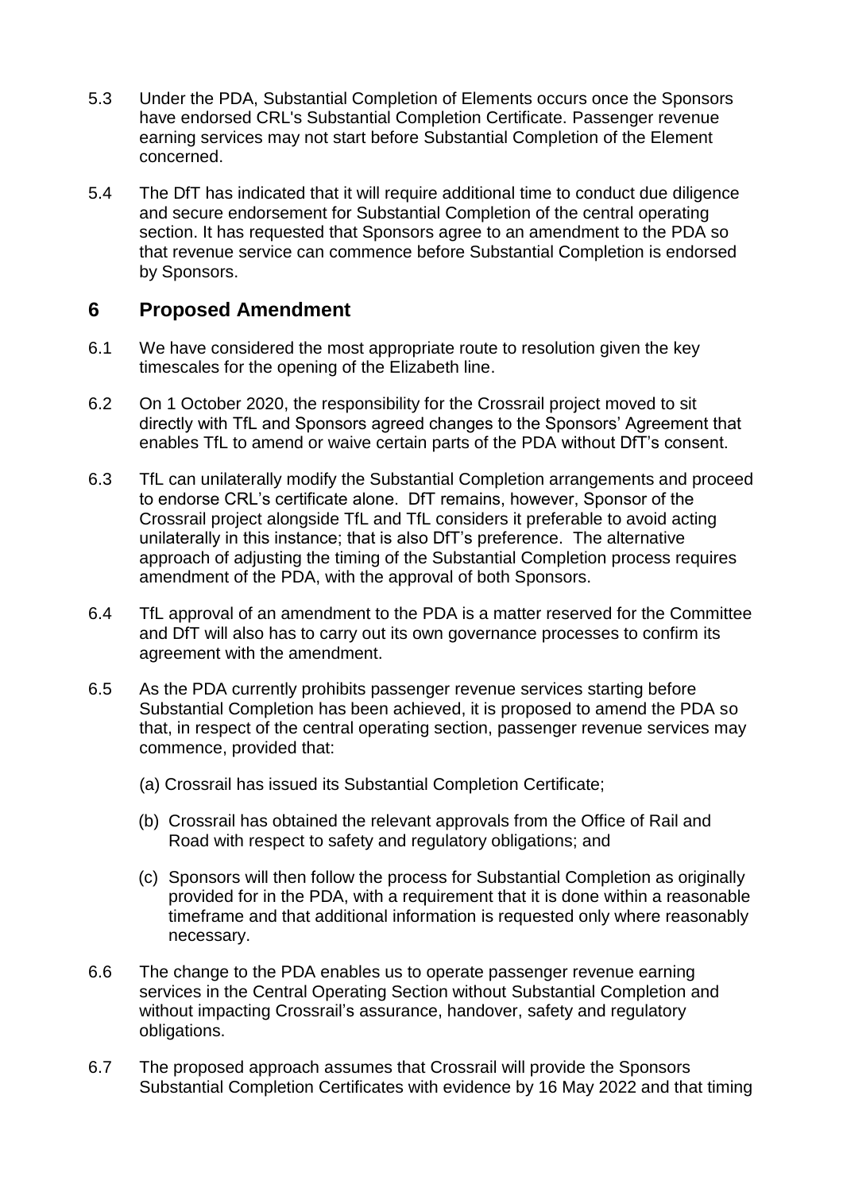5.3 Under the PDA, Substantial Completion of Elements occurs once the Sponsors have endorsed CRL's Substantial Completion Certificate. Passenger revenue earning services may not start before Substantial Completion of the Element concerned.

5.4 The DfT has indicated that it will require additional time to conduct due diligence and secure endorsement for Substantial Completion of the central operating section. It has requested that Sponsors agree to an amendment to the PDA so that revenue service can commence before Substantial Completion is endorsed by Sponsors.

## 6 Proposed Amendment

6.1 We have considered the most appropriate route to resolution given the key timescales for the opening of the Elizabeth line.

6.2 On 1 October 2020, the responsibility for the Crossrail project moved to sit directly with TfL and Sponsors agreed changes to the Sponsors' Agreement that enables TfL to amend or waive certain parts of the PDA without DfT's consent.

6.3 TfL can unilaterally modify the Substantial Completion arrangements and proceed to endorse CRL's certificate alone. DfT remains, however, Sponsor of the Crossrail project alongside TfL and TfL considers it preferable to avoid acting unilaterally in this instance; that is also DfT's preference. The alternative approach of adjusting the timing of the Substantial Completion process requires amendment of the PDA, with the approval of both Sponsors.

6.4 TfL approval of an amendment to the PDA is a matter reserved for the Committee and DfT will also has to carry out its own governance processes to confirm its agreement with the amendment.

6.5 As the PDA currently prohibits passenger revenue services starting before Substantial Completion has been achieved, it is proposed to amend the PDA so that, in respect of the central operating section, passenger revenue services may commence, provided that:

(a) Crossrail has issued its Substantial Completion Certificate;

(b) Crossrail has obtained the relevant approvals from the Office of Rail and Road with respect to safety and regulatory obligations; and

(c) Sponsors will then follow the process for Substantial Completion as originally provided for in the PDA, with a requirement that it is done within a reasonable timeframe and that additional information is requested only where reasonably necessary.

6.6 The change to the PDA enables us to operate passenger revenue earning services in the Central Operating Section without Substantial Completion and without impacting Crossrail's assurance, handover, safety and regulatory obligations.

6.7 The proposed approach assumes that Crossrail will provide the Sponsors Substantial Completion Certificates with evidence by 16 May 2022 and that timing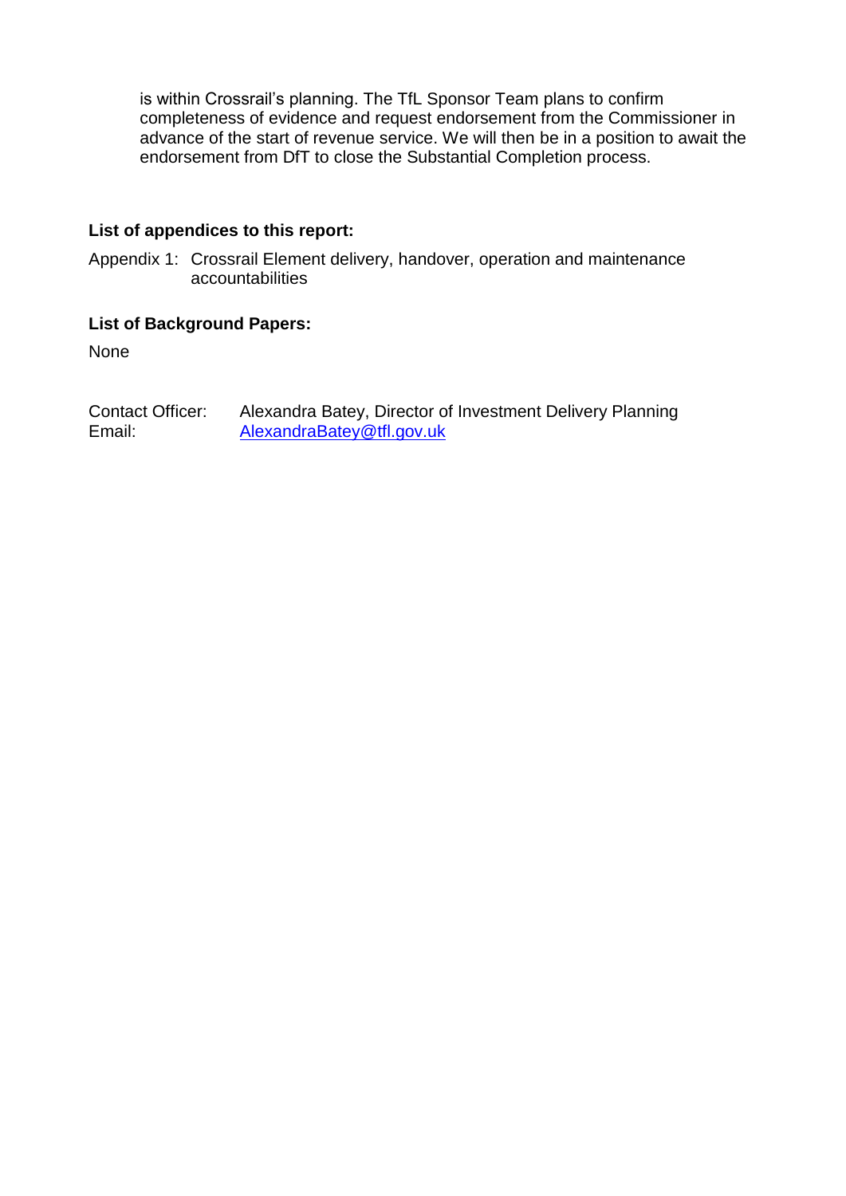is within Crossrail's planning. The TfL Sponsor Team plans to confirm completeness of evidence and request endorsement from the Commissioner in advance of the start of revenue service. We will then be in a position to await the endorsement from DfT to close the Substantial Completion process.

**List of appendices to this report:**

Appendix 1: Crossrail Element delivery, handover, operation and maintenance accountabilities

**List of Background Papers:**

None

Contact Officer: Alexandra Batey, Director of Investment Delivery Planning
Email: AlexandraBatey@tfl.gov.uk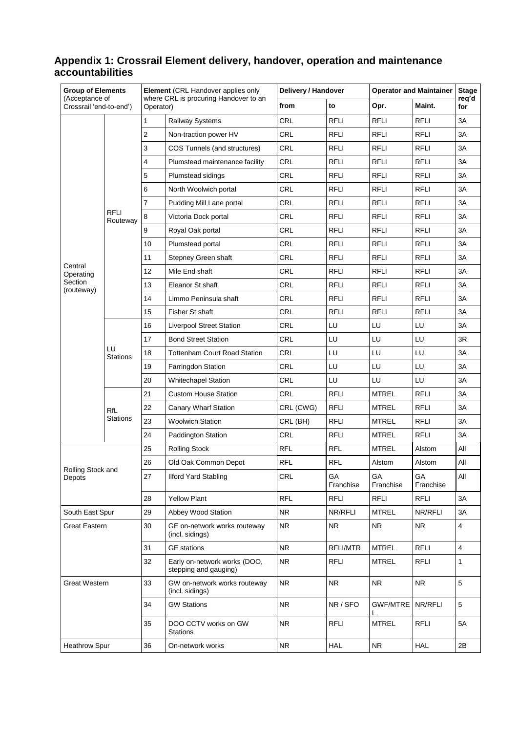## Appendix 1: Crossrail Element delivery, handover, operation and maintenance accountabilities

| Group of Elements (Acceptance of Crossrail 'end-to-end') | | Element (CRL Handover applies only where CRL is procuring Handover to an Operator) | | Delivery / Handover | | Operator and Maintainer | | Stage req'd for |
|---|---|---|---|---|---|---|---|---|
| | | | | from | to | Opr. | Maint. | |
| Central Operating Section (routeway) | RFLI Routeway | 1 | Railway Systems | CRL | RFLI | RFLI | RFLI | 3A |
| | | 2 | Non-traction power HV | CRL | RFLI | RFLI | RFLI | 3A |
| | | 3 | COS Tunnels (and structures) | CRL | RFLI | RFLI | RFLI | 3A |
| | | 4 | Plumstead maintenance facility | CRL | RFLI | RFLI | RFLI | 3A |
| | | 5 | Plumstead sidings | CRL | RFLI | RFLI | RFLI | 3A |
| | | 6 | North Woolwich portal | CRL | RFLI | RFLI | RFLI | 3A |
| | | 7 | Pudding Mill Lane portal | CRL | RFLI | RFLI | RFLI | 3A |
| | | 8 | Victoria Dock portal | CRL | RFLI | RFLI | RFLI | 3A |
| | | 9 | Royal Oak portal | CRL | RFLI | RFLI | RFLI | 3A |
| | | 10 | Plumstead portal | CRL | RFLI | RFLI | RFLI | 3A |
| | | 11 | Stepney Green shaft | CRL | RFLI | RFLI | RFLI | 3A |
| | | 12 | Mile End shaft | CRL | RFLI | RFLI | RFLI | 3A |
| | | 13 | Eleanor St shaft | CRL | RFLI | RFLI | RFLI | 3A |
| | | 14 | Limmo Peninsula shaft | CRL | RFLI | RFLI | RFLI | 3A |
| | | 15 | Fisher St shaft | CRL | RFLI | RFLI | RFLI | 3A |
| | LU Stations | 16 | Liverpool Street Station | CRL | LU | LU | LU | 3A |
| | | 17 | Bond Street Station | CRL | LU | LU | LU | 3R |
| | | 18 | Tottenham Court Road Station | CRL | LU | LU | LU | 3A |
| | | 19 | Farringdon Station | CRL | LU | LU | LU | 3A |
| | | 20 | Whitechapel Station | CRL | LU | LU | LU | 3A |
| | RfL Stations | 21 | Custom House Station | CRL | RFLI | MTREL | RFLI | 3A |
| | | 22 | Canary Wharf Station | CRL (CWG) | RFLI | MTREL | RFLI | 3A |
| | | 23 | Woolwich Station | CRL (BH) | RFLI | MTREL | RFLI | 3A |
| | | 24 | Paddington Station | CRL | RFLI | MTREL | RFLI | 3A |
| Rolling Stock and Depots | | 25 | Rolling Stock | RFL | RFL | MTREL | Alstom | All |
| | | 26 | Old Oak Common Depot | RFL | RFL | Alstom | Alstom | All |
| | | 27 | Ilford Yard Stabling | CRL | GA Franchise | GA Franchise | GA Franchise | All |
| | | 28 | Yellow Plant | RFL | RFLI | RFLI | RFLI | 3A |
| South East Spur | | 29 | Abbey Wood Station | NR | NR/RFLI | MTREL | NR/RFLI | 3A |
| Great Eastern | | 30 | GE on-network works routeway (incl. sidings) | NR | NR | NR | NR | 4 |
| | | 31 | GE stations | NR | RFLI/MTR | MTREL | RFLI | 4 |
| | | 32 | Early on-network works (DOO, stepping and gauging) | NR | RFLI | MTREL | RFLI | 1 |
| Great Western | | 33 | GW on-network works routeway (incl. sidings) | NR | NR | NR | NR | 5 |
| | | 34 | GW Stations | NR | NR / SFO | GWF/MTREL | NR/RFLI | 5 |
| | | 35 | DOO CCTV works on GW Stations | NR | RFLI | MTREL | RFLI | 5A |
| Heathrow Spur | | 36 | On-network works | NR | HAL | NR | HAL | 2B |